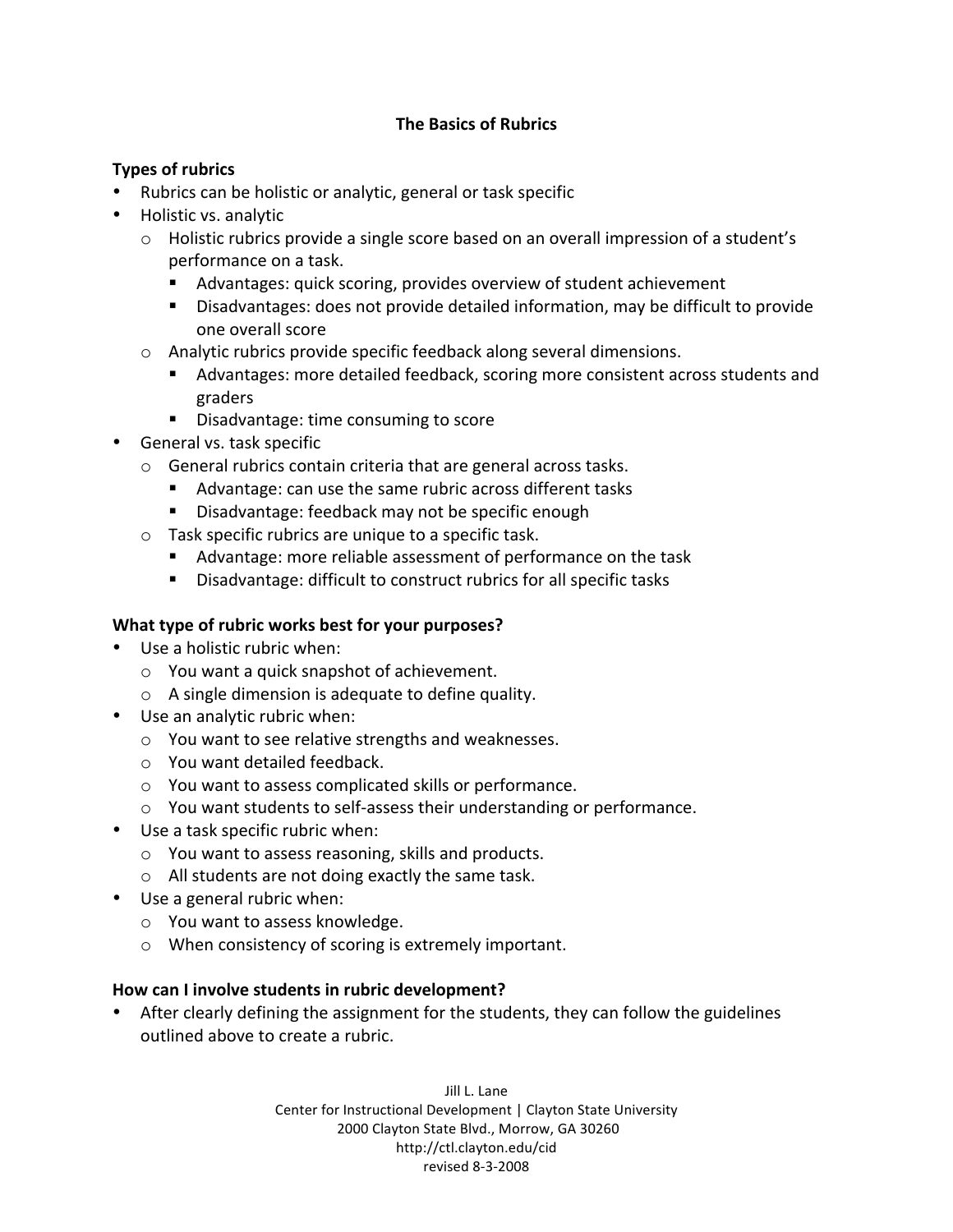# The Basics of Rubrics

**Types of rubrics**

- Rubrics can be holistic or analytic, general or task specific
- Holistic vs. analytic
  - Holistic rubrics provide a single score based on an overall impression of a student's performance on a task.
    - Advantages: quick scoring, provides overview of student achievement
    - Disadvantages: does not provide detailed information, may be difficult to provide one overall score
  - Analytic rubrics provide specific feedback along several dimensions.
    - Advantages: more detailed feedback, scoring more consistent across students and graders
    - Disadvantage: time consuming to score
- General vs. task specific
  - General rubrics contain criteria that are general across tasks.
    - Advantage: can use the same rubric across different tasks
    - Disadvantage: feedback may not be specific enough
  - Task specific rubrics are unique to a specific task.
    - Advantage: more reliable assessment of performance on the task
    - Disadvantage: difficult to construct rubrics for all specific tasks

**What type of rubric works best for your purposes?**

- Use a holistic rubric when:
  - You want a quick snapshot of achievement.
  - A single dimension is adequate to define quality.
- Use an analytic rubric when:
  - You want to see relative strengths and weaknesses.
  - You want detailed feedback.
  - You want to assess complicated skills or performance.
  - You want students to self-assess their understanding or performance.
- Use a task specific rubric when:
  - You want to assess reasoning, skills and products.
  - All students are not doing exactly the same task.
- Use a general rubric when:
  - You want to assess knowledge.
  - When consistency of scoring is extremely important.

**How can I involve students in rubric development?**

- After clearly defining the assignment for the students, they can follow the guidelines outlined above to create a rubric.

Jill L. Lane
Center for Instructional Development | Clayton State University
2000 Clayton State Blvd., Morrow, GA 30260
http://ctl.clayton.edu/cid
revised 8-3-2008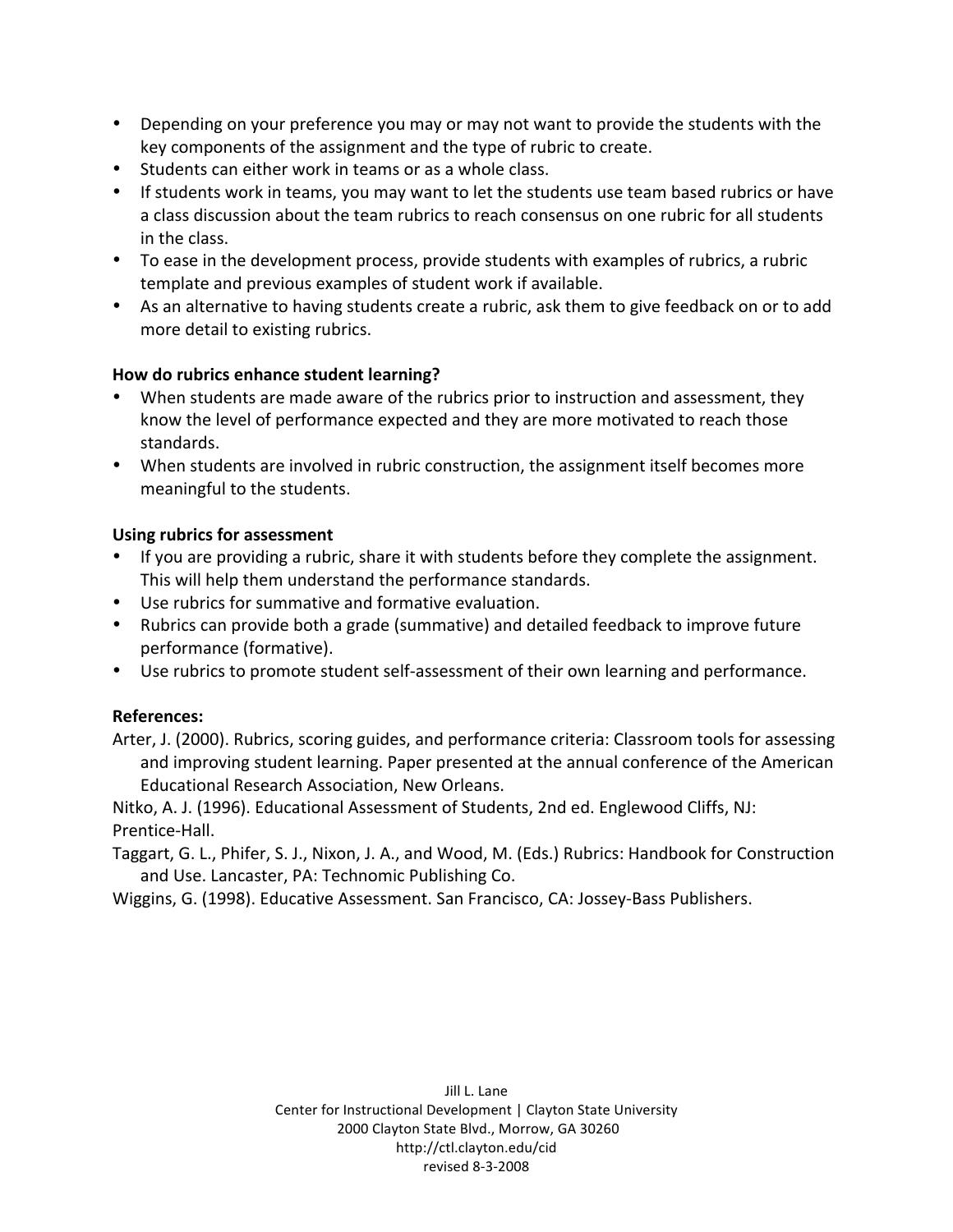- Depending on your preference you may or may not want to provide the students with the key components of the assignment and the type of rubric to create.
- Students can either work in teams or as a whole class.
- If students work in teams, you may want to let the students use team based rubrics or have a class discussion about the team rubrics to reach consensus on one rubric for all students in the class.
- To ease in the development process, provide students with examples of rubrics, a rubric template and previous examples of student work if available.
- As an alternative to having students create a rubric, ask them to give feedback on or to add more detail to existing rubrics.

**How do rubrics enhance student learning?**

- When students are made aware of the rubrics prior to instruction and assessment, they know the level of performance expected and they are more motivated to reach those standards.
- When students are involved in rubric construction, the assignment itself becomes more meaningful to the students.

**Using rubrics for assessment**

- If you are providing a rubric, share it with students before they complete the assignment. This will help them understand the performance standards.
- Use rubrics for summative and formative evaluation.
- Rubrics can provide both a grade (summative) and detailed feedback to improve future performance (formative).
- Use rubrics to promote student self-assessment of their own learning and performance.

**References:**

Arter, J. (2000). Rubrics, scoring guides, and performance criteria: Classroom tools for assessing and improving student learning. Paper presented at the annual conference of the American Educational Research Association, New Orleans.

Nitko, A. J. (1996). Educational Assessment of Students, 2nd ed. Englewood Cliffs, NJ: Prentice-Hall.

Taggart, G. L., Phifer, S. J., Nixon, J. A., and Wood, M. (Eds.) Rubrics: Handbook for Construction and Use. Lancaster, PA: Technomic Publishing Co.

Wiggins, G. (1998). Educative Assessment. San Francisco, CA: Jossey-Bass Publishers.

Jill L. Lane
Center for Instructional Development | Clayton State University
2000 Clayton State Blvd., Morrow, GA 30260
http://ctl.clayton.edu/cid
revised 8-3-2008